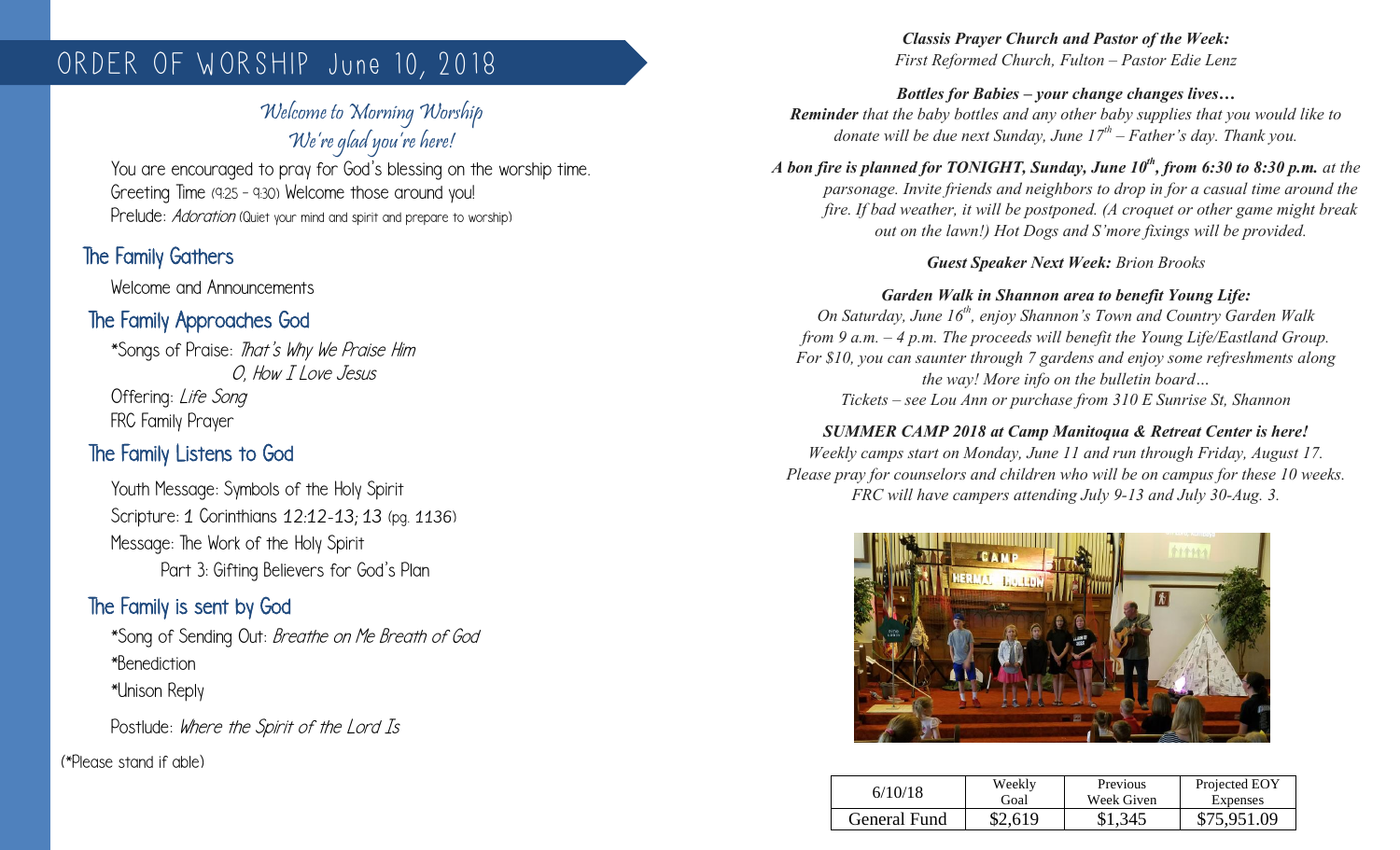# ORDER OF WORSHIP June 10, 2018

## *Welcome to Morning Worship*
## *We're glad you're here!*

You are encouraged to pray for God's blessing on the worship time.
Greeting Time (9:25 – 9:30) Welcome those around you!
Prelude: *Adoration* (Quiet your mind and spirit and prepare to worship)

### The Family Gathers

Welcome and Announcements

### The Family Approaches God

*Songs of Praise: *That's Why We Praise Him*
*O, How I Love Jesus*
Offering: *Life Song*
FRC Family Prayer

### The Family Listens to God

Youth Message: Symbols of the Holy Spirit
Scripture: 1 Corinthians 12:12-13; 13 (pg. 1136)
Message: The Work of the Holy Spirit
Part 3: Gifting Believers for God's Plan

### The Family is sent by God

*Song of Sending Out: *Breathe on Me Breath of God*
*Benediction
*Unison Reply

Postlude: *Where the Spirit of the Lord Is*

(*Please stand if able)

***Classis Prayer Church and Pastor of the Week:***
*First Reformed Church, Fulton – Pastor Edie Lenz*

***Bottles for Babies – your change changes lives…***
***Reminder*** *that the baby bottles and any other baby supplies that you would like to donate will be due next Sunday, June 17th – Father's day. Thank you.*

***A bon fire is planned for TONIGHT, Sunday, June 10th, from 6:30 to 8:30 p.m.*** *at the parsonage. Invite friends and neighbors to drop in for a casual time around the fire. If bad weather, it will be postponed. (A croquet or other game might break out on the lawn!) Hot Dogs and S'more fixings will be provided.*

***Guest Speaker Next Week:*** *Brion Brooks*

***Garden Walk in Shannon area to benefit Young Life:***
*On Saturday, June 16th, enjoy Shannon's Town and Country Garden Walk from 9 a.m. – 4 p.m. The proceeds will benefit the Young Life/Eastland Group. For $10, you can saunter through 7 gardens and enjoy some refreshments along the way! More info on the bulletin board…*
*Tickets – see Lou Ann or purchase from 310 E Sunrise St, Shannon*

***SUMMER CAMP 2018 at Camp Manitoqua & Retreat Center is here!***
*Weekly camps start on Monday, June 11 and run through Friday, August 17. Please pray for counselors and children who will be on campus for these 10 weeks. FRC will have campers attending July 9-13 and July 30-Aug. 3.*

| 6/10/18 | Weekly Goal | Previous Week Given | Projected EOY Expenses |
|---|---|---|---|
| General Fund | $2,619 | $1,345 | $75,951.09 |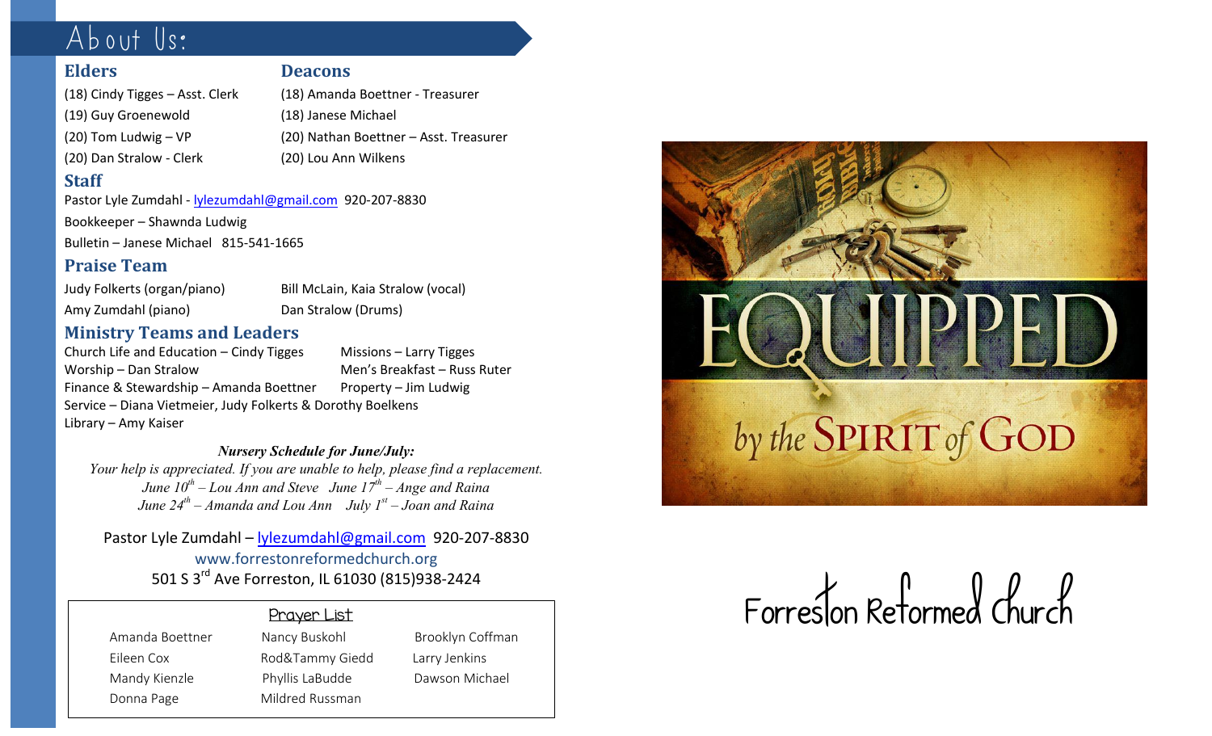# About Us:

## Elders

(18) Cindy Tigges – Asst. Clerk
(19) Guy Groenewold
(20) Tom Ludwig – VP
(20) Dan Stralow - Clerk

## Deacons

(18) Amanda Boettner - Treasurer
(18) Janese Michael
(20) Nathan Boettner – Asst. Treasurer
(20) Lou Ann Wilkens

## Staff

Pastor Lyle Zumdahl - lylezumdahl@gmail.com 920-207-8830
Bookkeeper – Shawnda Ludwig
Bulletin – Janese Michael 815-541-1665

## Praise Team

Judy Folkerts (organ/piano)
Amy Zumdahl (piano)
Bill McLain, Kaia Stralow (vocal)
Dan Stralow (Drums)

## Ministry Teams and Leaders

Church Life and Education – Cindy Tigges
Worship – Dan Stralow
Finance & Stewardship – Amanda Boettner
Missions – Larry Tigges
Men's Breakfast – Russ Ruter
Property – Jim Ludwig
Service – Diana Vietmeier, Judy Folkerts & Dorothy Boelkens
Library – Amy Kaiser

***Nursery Schedule for June/July:***

*Your help is appreciated. If you are unable to help, please find a replacement.*
*June 10th – Lou Ann and Steve June 17th – Ange and Raina*
*June 24th – Amanda and Lou Ann July 1st – Joan and Raina*

Pastor Lyle Zumdahl – lylezumdahl@gmail.com 920-207-8830
www.forrestonreformedchurch.org
501 S 3rd Ave Forreston, IL 61030 (815)938-2424

## Prayer List

| | | |
|---|---|---|
| Amanda Boettner | Nancy Buskohl | Brooklyn Coffman |
| Eileen Cox | Rod&Tammy Giedd | Larry Jenkins |
| Mandy Kienzle | Phyllis LaBudde | Dawson Michael |
| Donna Page | Mildred Russman | |

EQUIPPED by the SPIRIT of GOD

# Forreston Reformed Church